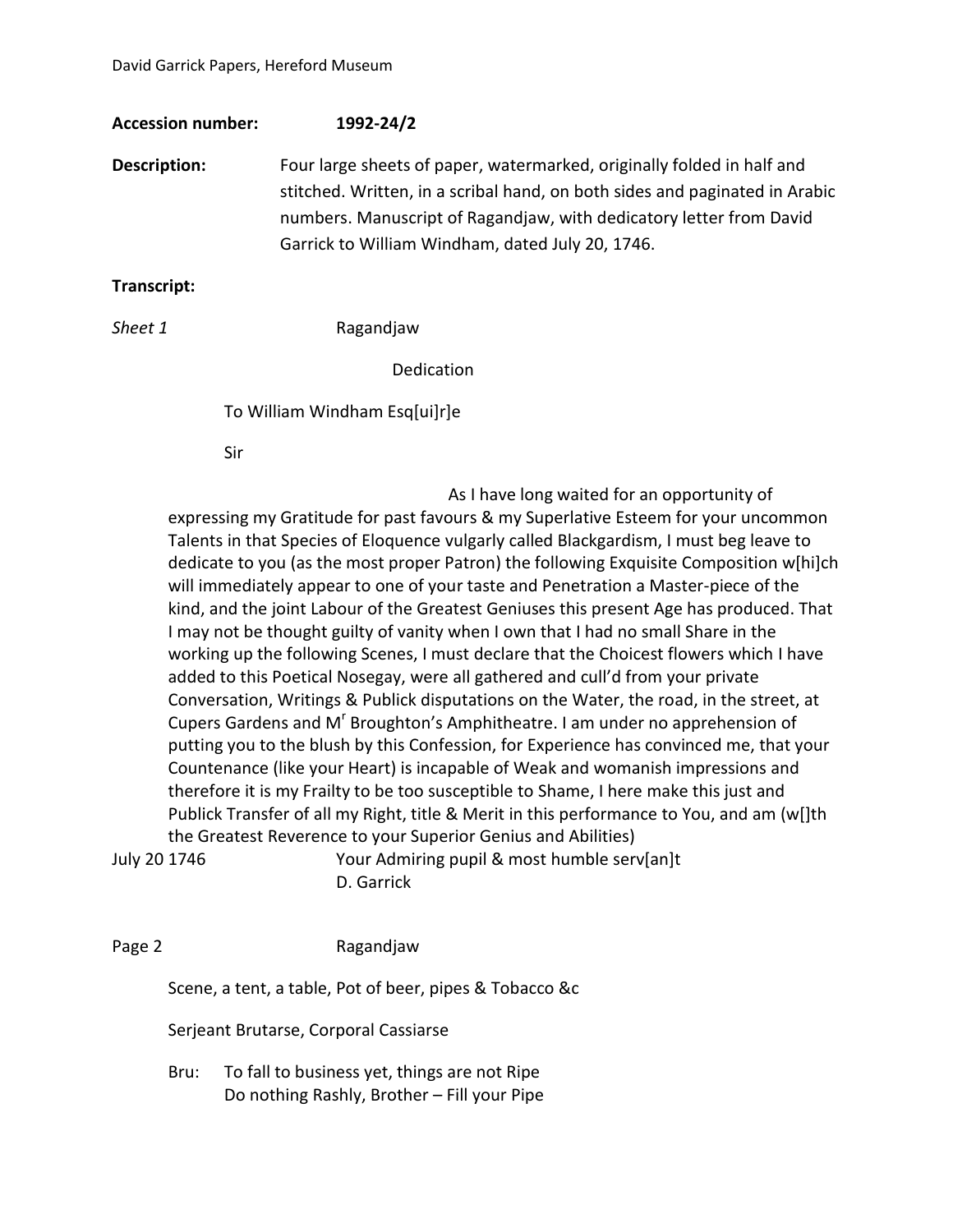David Garrick Papers, Hereford Museum

**Accession number:** 1992-24/2

**Description:** Four large sheets of paper, watermarked, originally folded in half and stitched. Written, in a scribal hand, on both sides and paginated in Arabic numbers. Manuscript of Ragandjaw, with dedicatory letter from David Garrick to William Windham, dated July 20, 1746.

**Transcript:**

*Sheet 1* Ragandjaw

Dedication

To William Windham Esq[ui]r]e

Sir

As I have long waited for an opportunity of expressing my Gratitude for past favours & my Superlative Esteem for your uncommon Talents in that Species of Eloquence vulgarly called Blackgardism, I must beg leave to dedicate to you (as the most proper Patron) the following Exquisite Composition w[hi]ch will immediately appear to one of your taste and Penetration a Master-piece of the kind, and the joint Labour of the Greatest Geniuses this present Age has produced. That I may not be thought guilty of vanity when I own that I had no small Share in the working up the following Scenes, I must declare that the Choicest flowers which I have added to this Poetical Nosegay, were all gathered and cull'd from your private Conversation, Writings & Publick disputations on the Water, the road, in the street, at Cupers Gardens and M[r] Broughton's Amphitheatre. I am under no apprehension of putting you to the blush by this Confession, for Experience has convinced me, that your Countenance (like your Heart) is incapable of Weak and womanish impressions and therefore it is my Frailty to be too susceptible to Shame, I here make this just and Publick Transfer of all my Right, title & Merit in this performance to You, and am (w[]th the Greatest Reverence to your Superior Genius and Abilities)

July 20 1746 Your Admiring pupil & most humble serv[an]t
D. Garrick

Page 2 Ragandjaw

Scene, a tent, a table, Pot of beer, pipes & Tobacco &c

Serjeant Brutarse, Corporal Cassiarse

Bru: To fall to business yet, things are not Ripe
Do nothing Rashly, Brother – Fill your Pipe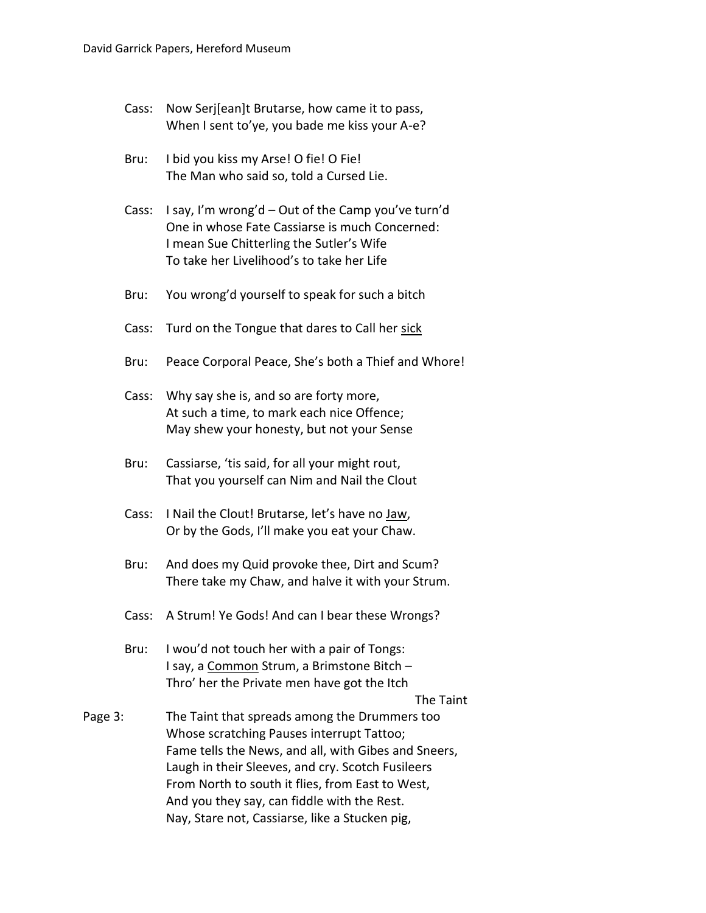Cass: Now Serj[ean]t Brutarse, how came it to pass,
When I sent to'ye, you bade me kiss your A-e?

Bru: I bid you kiss my Arse! O fie! O Fie!
The Man who said so, told a Cursed Lie.

Cass: I say, I'm wrong'd – Out of the Camp you've turn'd
One in whose Fate Cassiarse is much Concerned:
I mean Sue Chitterling the Sutler's Wife
To take her Livelihood's to take her Life

Bru: You wrong'd yourself to speak for such a bitch

Cass: Turd on the Tongue that dares to Call her <u>sick</u>

Bru: Peace Corporal Peace, She's both a Thief and Whore!

Cass: Why say she is, and so are forty more,
At such a time, to mark each nice Offence;
May shew your honesty, but not your Sense

Bru: Cassiarse, 'tis said, for all your might rout,
That you yourself can Nim and Nail the Clout

Cass: I Nail the Clout! Brutarse, let's have no <u>Jaw</u>,
Or by the Gods, I'll make you eat your Chaw.

Bru: And does my Quid provoke thee, Dirt and Scum?
There take my Chaw, and halve it with your Strum.

Cass: A Strum! Ye Gods! And can I bear these Wrongs?

Bru: I wou'd not touch her with a pair of Tongs:
I say, a <u>Common</u> Strum, a Brimstone Bitch –
Thro' her the Private men have got the Itch

The Taint

Page 3: The Taint that spreads among the Drummers too
Whose scratching Pauses interrupt Tattoo;
Fame tells the News, and all, with Gibes and Sneers,
Laugh in their Sleeves, and cry. Scotch Fusileers
From North to south it flies, from East to West,
And you they say, can fiddle with the Rest.
Nay, Stare not, Cassiarse, like a Stucken pig,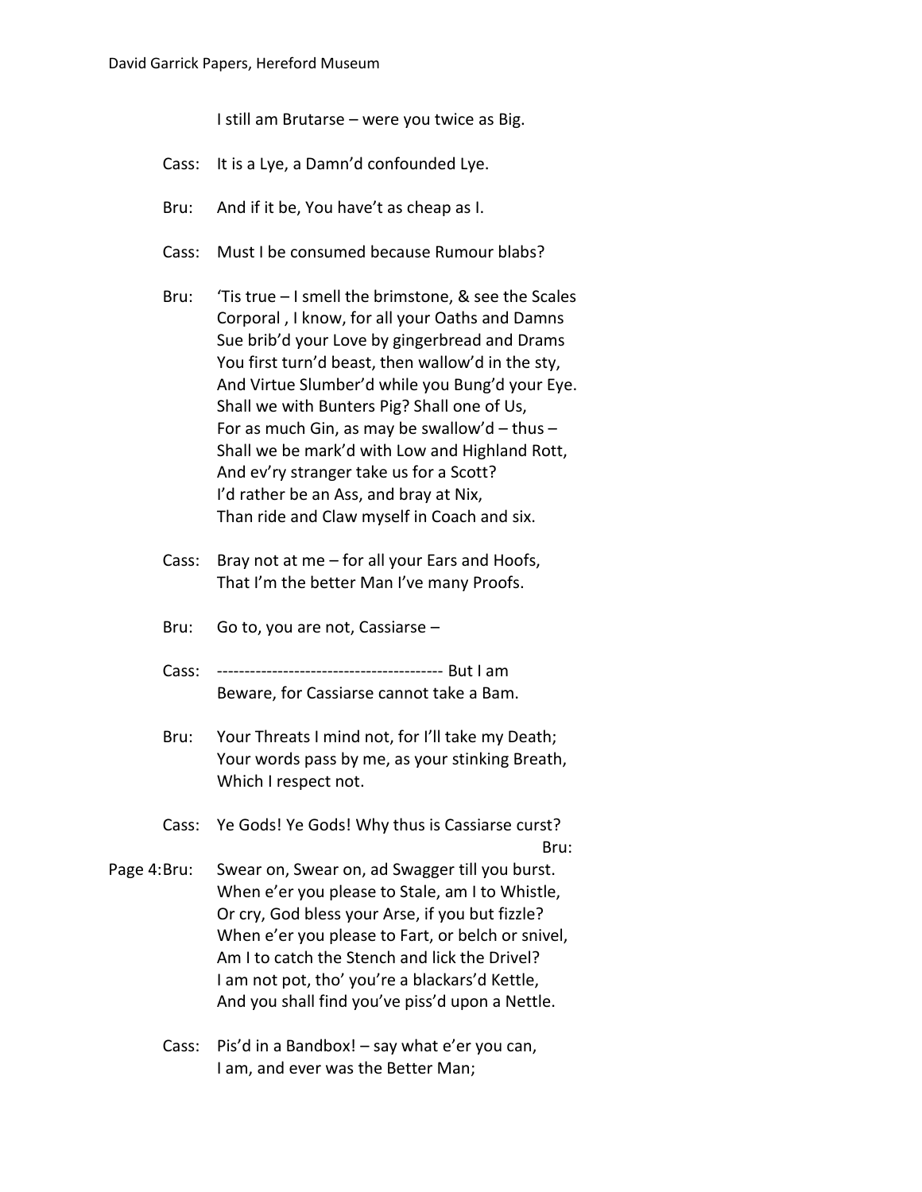I still am Brutarse – were you twice as Big.

Cass: It is a Lye, a Damn'd confounded Lye.

Bru: And if it be, You have't as cheap as I.

Cass: Must I be consumed because Rumour blabs?

Bru: 'Tis true – I smell the brimstone, & see the Scales
Corporal , I know, for all your Oaths and Damns
Sue brib'd your Love by gingerbread and Drams
You first turn'd beast, then wallow'd in the sty,
And Virtue Slumber'd while you Bung'd your Eye.
Shall we with Bunters Pig? Shall one of Us,
For as much Gin, as may be swallow'd – thus –
Shall we be mark'd with Low and Highland Rott,
And ev'ry stranger take us for a Scott?
I'd rather be an Ass, and bray at Nix,
Than ride and Claw myself in Coach and six.

Cass: Bray not at me – for all your Ears and Hoofs,
That I'm the better Man I've many Proofs.

Bru: Go to, you are not, Cassiarse –

Cass: ---------------------------------------- But I am
Beware, for Cassiarse cannot take a Bam.

Bru: Your Threats I mind not, for I'll take my Death;
Your words pass by me, as your stinking Breath,
Which I respect not.

Cass: Ye Gods! Ye Gods! Why thus is Cassiarse curst?
Bru:

Page 4: Bru: Swear on, Swear on, ad Swagger till you burst.
When e'er you please to Stale, am I to Whistle,
Or cry, God bless your Arse, if you but fizzle?
When e'er you please to Fart, or belch or snivel,
Am I to catch the Stench and lick the Drivel?
I am not pot, tho' you're a blackars'd Kettle,
And you shall find you've piss'd upon a Nettle.

Cass: Pis'd in a Bandbox! – say what e'er you can,
I am, and ever was the Better Man;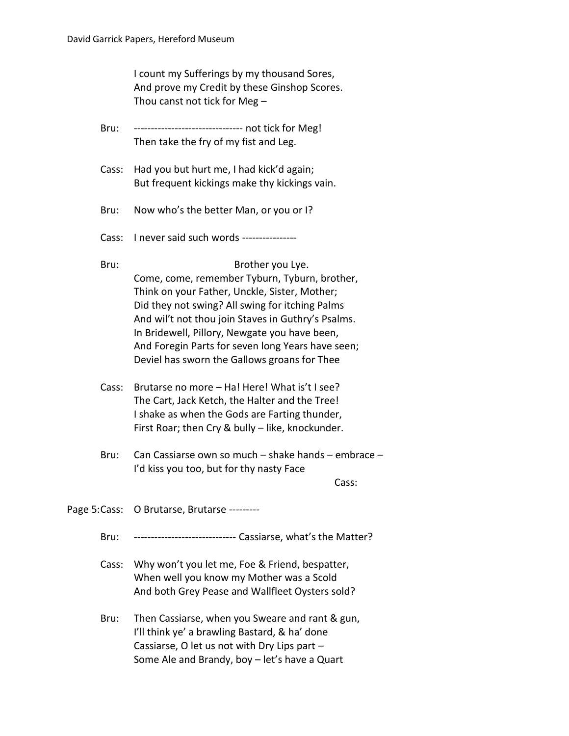I count my Sufferings by my thousand Sores,
And prove my Credit by these Ginshop Scores.
Thou canst not tick for Meg –

Bru: -------------------------------- not tick for Meg!
Then take the fry of my fist and Leg.

Cass: Had you but hurt me, I had kick'd again;
But frequent kickings make thy kickings vain.

Bru: Now who's the better Man, or you or I?

Cass: I never said such words ----------------

Bru: Brother you Lye.
Come, come, remember Tyburn, Tyburn, brother,
Think on your Father, Unckle, Sister, Mother;
Did they not swing? All swing for itching Palms
And wil't not thou join Staves in Guthry's Psalms.
In Bridewell, Pillory, Newgate you have been,
And Foregin Parts for seven long Years have seen;
Deviel has sworn the Gallows groans for Thee

Cass: Brutarse no more – Ha! Here! What is't I see?
The Cart, Jack Ketch, the Halter and the Tree!
I shake as when the Gods are Farting thunder,
First Roar; then Cry & bully – like, knockunder.

Bru: Can Cassiarse own so much – shake hands – embrace –
I'd kiss you too, but for thy nasty Face

Cass:

Page 5: Cass: O Brutarse, Brutarse ---------

Bru: ----------------------------- Cassiarse, what's the Matter?

Cass: Why won't you let me, Foe & Friend, bespatter,
When well you know my Mother was a Scold
And both Grey Pease and Wallfleet Oysters sold?

Bru: Then Cassiarse, when you Sweare and rant & gun,
I'll think ye' a brawling Bastard, & ha' done
Cassiarse, O let us not with Dry Lips part –
Some Ale and Brandy, boy – let's have a Quart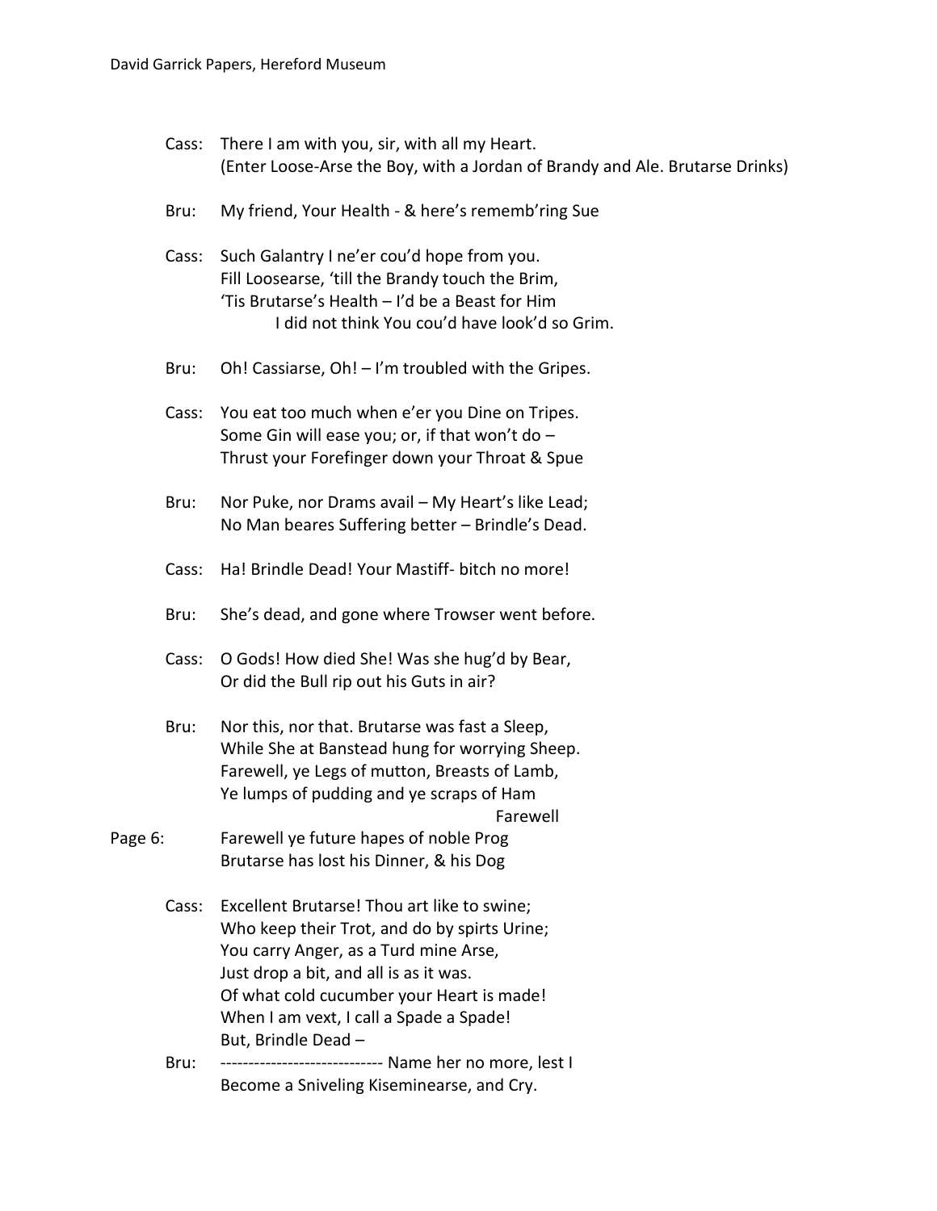Cass: There I am with you, sir, with all my Heart.
(Enter Loose-Arse the Boy, with a Jordan of Brandy and Ale. Brutarse Drinks)

Bru: My friend, Your Health - & here's rememb'ring Sue

Cass: Such Galantry I ne'er cou'd hope from you.
Fill Loosearse, 'till the Brandy touch the Brim,
'Tis Brutarse's Health – I'd be a Beast for Him
I did not think You cou'd have look'd so Grim.

Bru: Oh! Cassiarse, Oh! – I'm troubled with the Gripes.

Cass: You eat too much when e'er you Dine on Tripes.
Some Gin will ease you; or, if that won't do –
Thrust your Forefinger down your Throat & Spue

Bru: Nor Puke, nor Drams avail – My Heart's like Lead;
No Man beares Suffering better – Brindle's Dead.

Cass: Ha! Brindle Dead! Your Mastiff- bitch no more!

Bru: She's dead, and gone where Trowser went before.

Cass: O Gods! How died She! Was she hug'd by Bear,
Or did the Bull rip out his Guts in air?

Bru: Nor this, nor that. Brutarse was fast a Sleep,
While She at Banstead hung for worrying Sheep.
Farewell, ye Legs of mutton, Breasts of Lamb,
Ye lumps of pudding and ye scraps of Ham
Farewell

Page 6: Farewell ye future hapes of noble Prog
Brutarse has lost his Dinner, & his Dog

Cass: Excellent Brutarse! Thou art like to swine;
Who keep their Trot, and do by spirts Urine;
You carry Anger, as a Turd mine Arse,
Just drop a bit, and all is as it was.
Of what cold cucumber your Heart is made!
When I am vext, I call a Spade a Spade!
But, Brindle Dead –

Bru: ---------------------------- Name her no more, lest I
Become a Sniveling Kiseminearse, and Cry.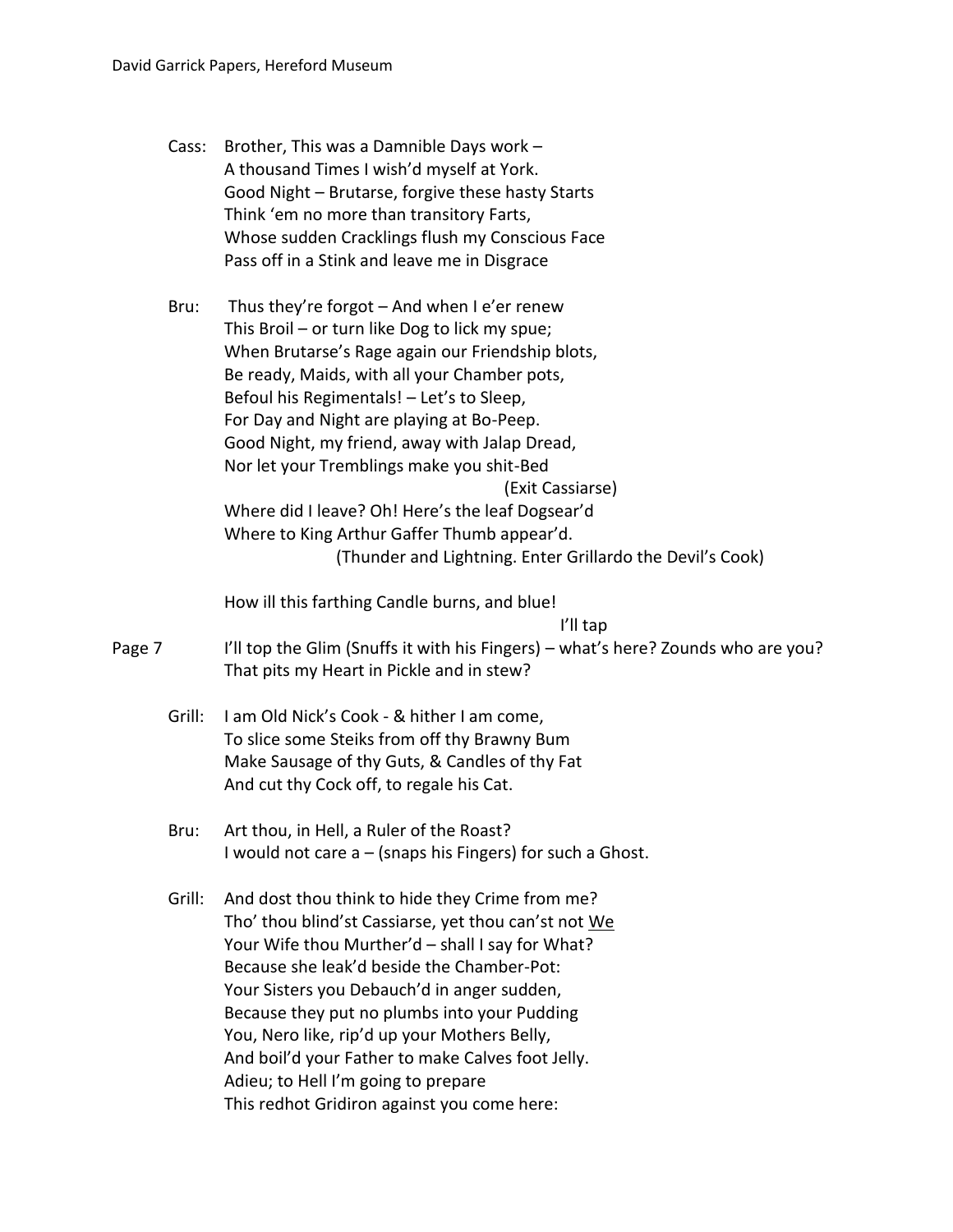Cass: Brother, This was a Damnible Days work –
A thousand Times I wish'd myself at York.
Good Night – Brutarse, forgive these hasty Starts
Think 'em no more than transitory Farts,
Whose sudden Cracklings flush my Conscious Face
Pass off in a Stink and leave me in Disgrace

Bru: Thus they're forgot – And when I e'er renew
This Broil – or turn like Dog to lick my spue;
When Brutarse's Rage again our Friendship blots,
Be ready, Maids, with all your Chamber pots,
Befoul his Regimentals! – Let's to Sleep,
For Day and Night are playing at Bo-Peep.
Good Night, my friend, away with Jalap Dread,
Nor let your Tremblings make you shit-Bed

(Exit Cassiarse)

Where did I leave? Oh! Here's the leaf Dogsear'd
Where to King Arthur Gaffer Thumb appear'd.

(Thunder and Lightning. Enter Grillardo the Devil's Cook)

How ill this farthing Candle burns, and blue!

I'll tap

Page 7 I'll top the Glim (Snuffs it with his Fingers) – what's here? Zounds who are you?
That pits my Heart in Pickle and in stew?

Grill: I am Old Nick's Cook - & hither I am come,
To slice some Steiks from off thy Brawny Bum
Make Sausage of thy Guts, & Candles of thy Fat
And cut thy Cock off, to regale his Cat.

Bru: Art thou, in Hell, a Ruler of the Roast?
I would not care a – (snaps his Fingers) for such a Ghost.

Grill: And dost thou think to hide they Crime from me?
Tho' thou blind'st Cassiarse, yet thou can'st not <u>We</u>
Your Wife thou Murther'd – shall I say for What?
Because she leak'd beside the Chamber-Pot:
Your Sisters you Debauch'd in anger sudden,
Because they put no plumbs into your Pudding
You, Nero like, rip'd up your Mothers Belly,
And boil'd your Father to make Calves foot Jelly.
Adieu; to Hell I'm going to prepare
This redhot Gridiron against you come here: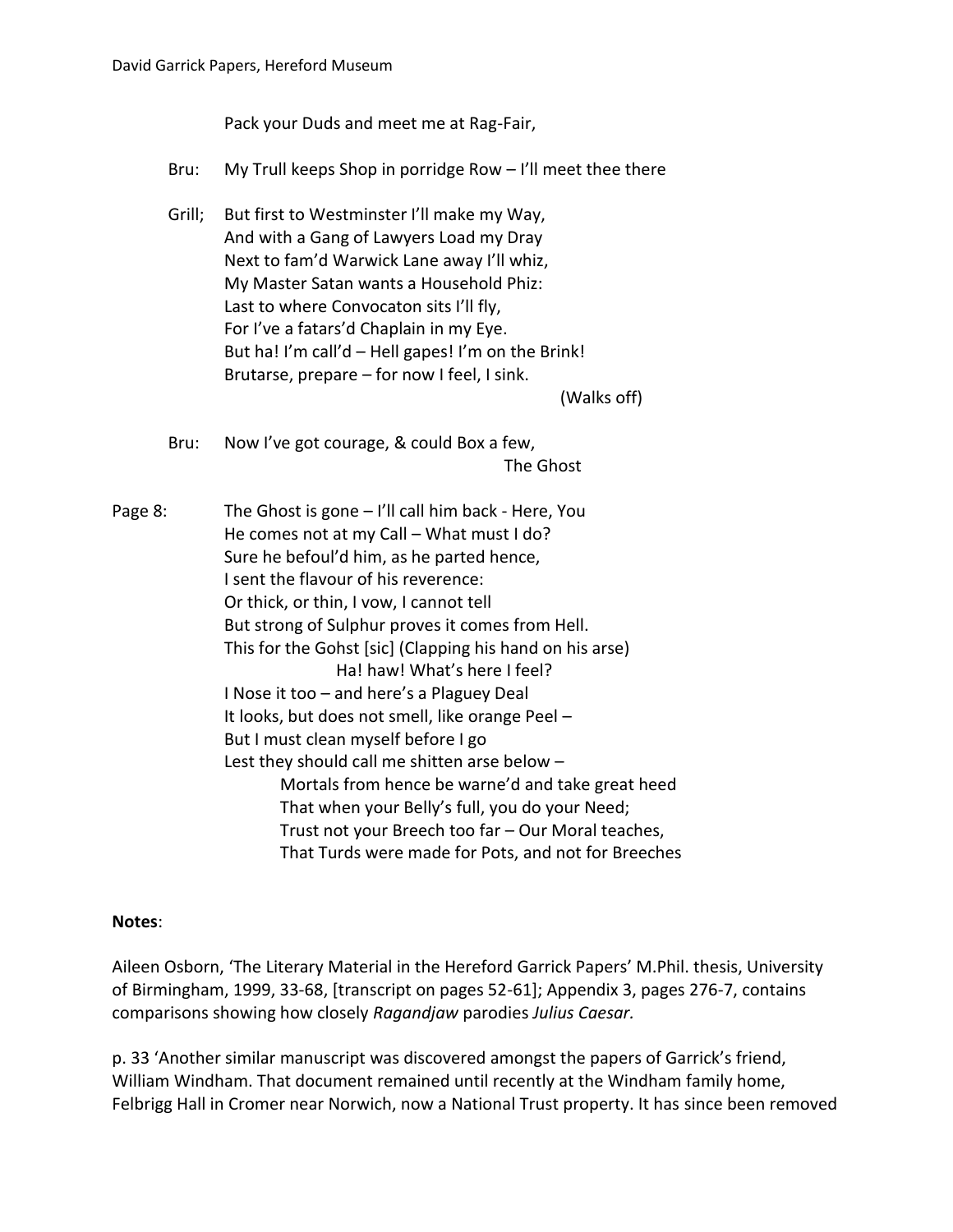Pack your Duds and meet me at Rag-Fair,

Bru: My Trull keeps Shop in porridge Row – I'll meet thee there

Grill; But first to Westminster I'll make my Way,
And with a Gang of Lawyers Load my Dray
Next to fam'd Warwick Lane away I'll whiz,
My Master Satan wants a Household Phiz:
Last to where Convocaton sits I'll fly,
For I've a fatars'd Chaplain in my Eye.
But ha! I'm call'd – Hell gapes! I'm on the Brink!
Brutarse, prepare – for now I feel, I sink.
(Walks off)

Bru: Now I've got courage, & could Box a few,
The Ghost

Page 8: The Ghost is gone – I'll call him back - Here, You
He comes not at my Call – What must I do?
Sure he befoul'd him, as he parted hence,
I sent the flavour of his reverence:
Or thick, or thin, I vow, I cannot tell
But strong of Sulphur proves it comes from Hell.
This for the Gohst [sic] (Clapping his hand on his arse)
Ha! haw! What's here I feel?
I Nose it too – and here's a Plaguey Deal
It looks, but does not smell, like orange Peel –
But I must clean myself before I go
Lest they should call me shitten arse below –
Mortals from hence be warne'd and take great heed
That when your Belly's full, you do your Need;
Trust not your Breech too far – Our Moral teaches,
That Turds were made for Pots, and not for Breeches

**Notes**:

Aileen Osborn, 'The Literary Material in the Hereford Garrick Papers' M.Phil. thesis, University of Birmingham, 1999, 33-68, [transcript on pages 52-61]; Appendix 3, pages 276-7, contains comparisons showing how closely *Ragandjaw* parodies *Julius Caesar.*

p. 33 'Another similar manuscript was discovered amongst the papers of Garrick's friend, William Windham. That document remained until recently at the Windham family home, Felbrigg Hall in Cromer near Norwich, now a National Trust property. It has since been removed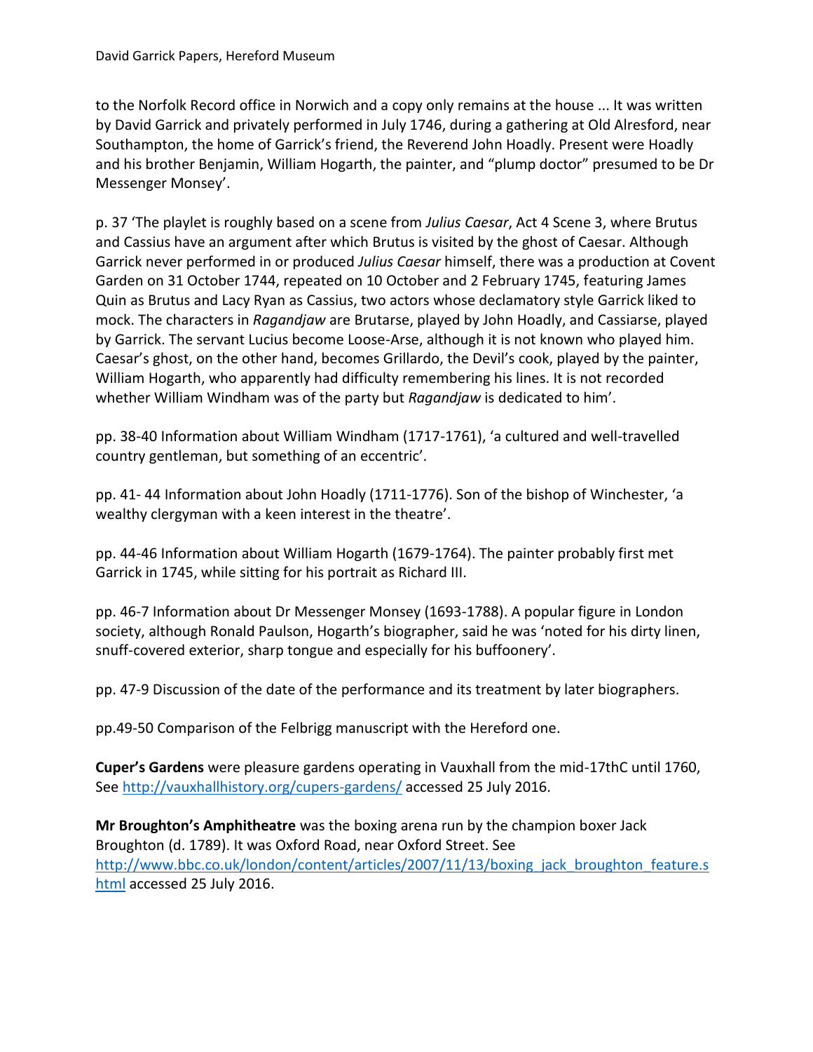to the Norfolk Record office in Norwich and a copy only remains at the house ... It was written by David Garrick and privately performed in July 1746, during a gathering at Old Alresford, near Southampton, the home of Garrick's friend, the Reverend John Hoadly. Present were Hoadly and his brother Benjamin, William Hogarth, the painter, and "plump doctor" presumed to be Dr Messenger Monsey'.

p. 37 'The playlet is roughly based on a scene from *Julius Caesar*, Act 4 Scene 3, where Brutus and Cassius have an argument after which Brutus is visited by the ghost of Caesar. Although Garrick never performed in or produced *Julius Caesar* himself, there was a production at Covent Garden on 31 October 1744, repeated on 10 October and 2 February 1745, featuring James Quin as Brutus and Lacy Ryan as Cassius, two actors whose declamatory style Garrick liked to mock. The characters in *Ragandjaw* are Brutarse, played by John Hoadly, and Cassiarse, played by Garrick. The servant Lucius become Loose-Arse, although it is not known who played him. Caesar's ghost, on the other hand, becomes Grillardo, the Devil's cook, played by the painter, William Hogarth, who apparently had difficulty remembering his lines. It is not recorded whether William Windham was of the party but *Ragandjaw* is dedicated to him'.

pp. 38-40 Information about William Windham (1717-1761), 'a cultured and well-travelled country gentleman, but something of an eccentric'.

pp. 41- 44 Information about John Hoadly (1711-1776). Son of the bishop of Winchester, 'a wealthy clergyman with a keen interest in the theatre'.

pp. 44-46 Information about William Hogarth (1679-1764). The painter probably first met Garrick in 1745, while sitting for his portrait as Richard III.

pp. 46-7 Information about Dr Messenger Monsey (1693-1788). A popular figure in London society, although Ronald Paulson, Hogarth's biographer, said he was 'noted for his dirty linen, snuff-covered exterior, sharp tongue and especially for his buffoonery'.

pp. 47-9 Discussion of the date of the performance and its treatment by later biographers.

pp.49-50 Comparison of the Felbrigg manuscript with the Hereford one.

**Cuper's Gardens** were pleasure gardens operating in Vauxhall from the mid-17thC until 1760, See http://vauxhallhistory.org/cupers-gardens/ accessed 25 July 2016.

**Mr Broughton's Amphitheatre** was the boxing arena run by the champion boxer Jack Broughton (d. 1789). It was Oxford Road, near Oxford Street. See http://www.bbc.co.uk/london/content/articles/2007/11/13/boxing_jack_broughton_feature.shtml accessed 25 July 2016.